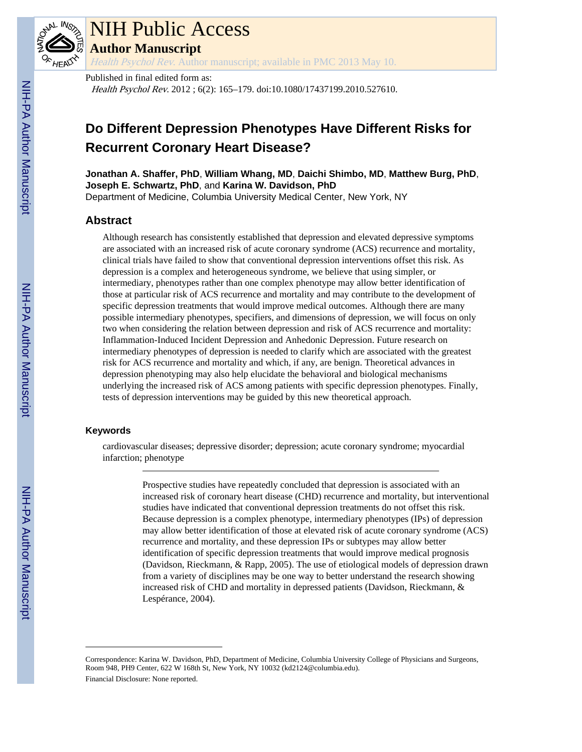# NIH Public Access

**Author Manuscript**

*Health Psychol Rev*. Author manuscript; available in PMC 2013 May 10.

Published in final edited form as:

*Health Psychol Rev*. 2012 ; 6(2): 165–179. doi:10.1080/17437199.2010.527610.

# Do Different Depression Phenotypes Have Different Risks for Recurrent Coronary Heart Disease?

**Jonathan A. Shaffer, PhD**, **William Whang, MD**, **Daichi Shimbo, MD**, **Matthew Burg, PhD**, **Joseph E. Schwartz, PhD**, and **Karina W. Davidson, PhD**

Department of Medicine, Columbia University Medical Center, New York, NY

## Abstract

Although research has consistently established that depression and elevated depressive symptoms are associated with an increased risk of acute coronary syndrome (ACS) recurrence and mortality, clinical trials have failed to show that conventional depression interventions offset this risk. As depression is a complex and heterogeneous syndrome, we believe that using simpler, or intermediary, phenotypes rather than one complex phenotype may allow better identification of those at particular risk of ACS recurrence and mortality and may contribute to the development of specific depression treatments that would improve medical outcomes. Although there are many possible intermediary phenotypes, specifiers, and dimensions of depression, we will focus on only two when considering the relation between depression and risk of ACS recurrence and mortality: Inflammation-Induced Incident Depression and Anhedonic Depression. Future research on intermediary phenotypes of depression is needed to clarify which are associated with the greatest risk for ACS recurrence and mortality and which, if any, are benign. Theoretical advances in depression phenotyping may also help elucidate the behavioral and biological mechanisms underlying the increased risk of ACS among patients with specific depression phenotypes. Finally, tests of depression interventions may be guided by this new theoretical approach.

### Keywords

cardiovascular diseases; depressive disorder; depression; acute coronary syndrome; myocardial infarction; phenotype

---

Prospective studies have repeatedly concluded that depression is associated with an increased risk of coronary heart disease (CHD) recurrence and mortality, but interventional studies have indicated that conventional depression treatments do not offset this risk. Because depression is a complex phenotype, intermediary phenotypes (IPs) of depression may allow better identification of those at elevated risk of acute coronary syndrome (ACS) recurrence and mortality, and these depression IPs or subtypes may allow better identification of specific depression treatments that would improve medical prognosis (Davidson, Rieckmann, & Rapp, 2005). The use of etiological models of depression drawn from a variety of disciplines may be one way to better understand the research showing increased risk of CHD and mortality in depressed patients (Davidson, Rieckmann, & Lespérance, 2004).

---

Correspondence: Karina W. Davidson, PhD, Department of Medicine, Columbia University College of Physicians and Surgeons, Room 948, PH9 Center, 622 W 168th St, New York, NY 10032 (kd2124@columbia.edu).

Financial Disclosure: None reported.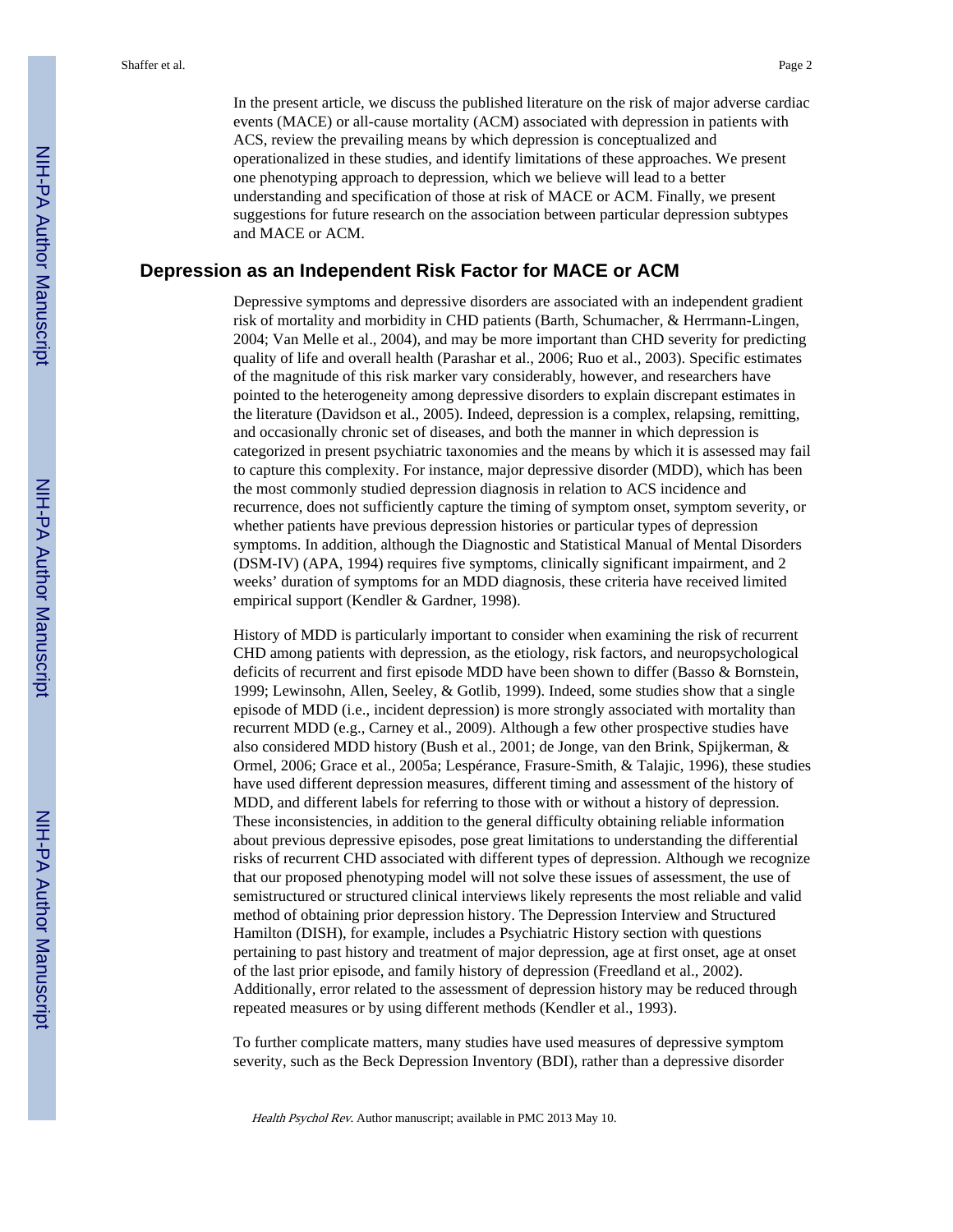In the present article, we discuss the published literature on the risk of major adverse cardiac events (MACE) or all-cause mortality (ACM) associated with depression in patients with ACS, review the prevailing means by which depression is conceptualized and operationalized in these studies, and identify limitations of these approaches. We present one phenotyping approach to depression, which we believe will lead to a better understanding and specification of those at risk of MACE or ACM. Finally, we present suggestions for future research on the association between particular depression subtypes and MACE or ACM.

## Depression as an Independent Risk Factor for MACE or ACM

Depressive symptoms and depressive disorders are associated with an independent gradient risk of mortality and morbidity in CHD patients (Barth, Schumacher, & Herrmann-Lingen, 2004; Van Melle et al., 2004), and may be more important than CHD severity for predicting quality of life and overall health (Parashar et al., 2006; Ruo et al., 2003). Specific estimates of the magnitude of this risk marker vary considerably, however, and researchers have pointed to the heterogeneity among depressive disorders to explain discrepant estimates in the literature (Davidson et al., 2005). Indeed, depression is a complex, relapsing, remitting, and occasionally chronic set of diseases, and both the manner in which depression is categorized in present psychiatric taxonomies and the means by which it is assessed may fail to capture this complexity. For instance, major depressive disorder (MDD), which has been the most commonly studied depression diagnosis in relation to ACS incidence and recurrence, does not sufficiently capture the timing of symptom onset, symptom severity, or whether patients have previous depression histories or particular types of depression symptoms. In addition, although the Diagnostic and Statistical Manual of Mental Disorders (DSM-IV) (APA, 1994) requires five symptoms, clinically significant impairment, and 2 weeks' duration of symptoms for an MDD diagnosis, these criteria have received limited empirical support (Kendler & Gardner, 1998).

History of MDD is particularly important to consider when examining the risk of recurrent CHD among patients with depression, as the etiology, risk factors, and neuropsychological deficits of recurrent and first episode MDD have been shown to differ (Basso & Bornstein, 1999; Lewinsohn, Allen, Seeley, & Gotlib, 1999). Indeed, some studies show that a single episode of MDD (i.e., incident depression) is more strongly associated with mortality than recurrent MDD (e.g., Carney et al., 2009). Although a few other prospective studies have also considered MDD history (Bush et al., 2001; de Jonge, van den Brink, Spijkerman, & Ormel, 2006; Grace et al., 2005a; Lespérance, Frasure-Smith, & Talajic, 1996), these studies have used different depression measures, different timing and assessment of the history of MDD, and different labels for referring to those with or without a history of depression. These inconsistencies, in addition to the general difficulty obtaining reliable information about previous depressive episodes, pose great limitations to understanding the differential risks of recurrent CHD associated with different types of depression. Although we recognize that our proposed phenotyping model will not solve these issues of assessment, the use of semistructured or structured clinical interviews likely represents the most reliable and valid method of obtaining prior depression history. The Depression Interview and Structured Hamilton (DISH), for example, includes a Psychiatric History section with questions pertaining to past history and treatment of major depression, age at first onset, age at onset of the last prior episode, and family history of depression (Freedland et al., 2002). Additionally, error related to the assessment of depression history may be reduced through repeated measures or by using different methods (Kendler et al., 1993).

To further complicate matters, many studies have used measures of depressive symptom severity, such as the Beck Depression Inventory (BDI), rather than a depressive disorder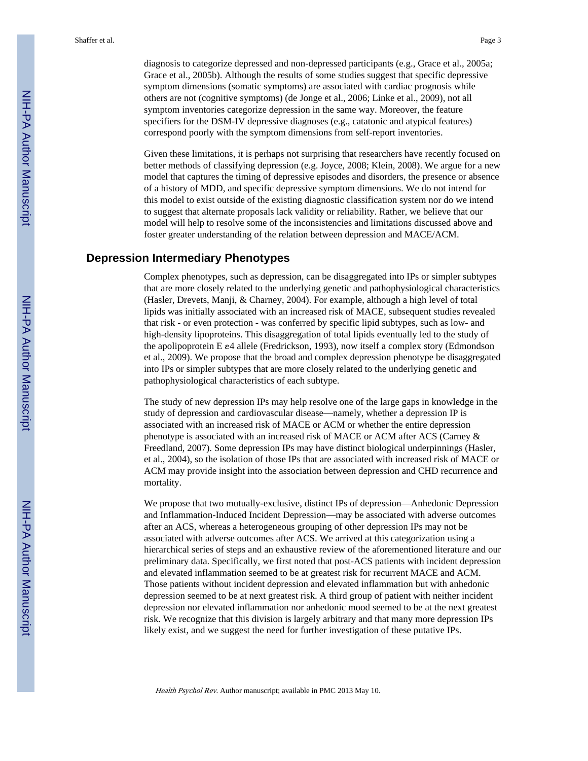diagnosis to categorize depressed and non-depressed participants (e.g., Grace et al., 2005a; Grace et al., 2005b). Although the results of some studies suggest that specific depressive symptom dimensions (somatic symptoms) are associated with cardiac prognosis while others are not (cognitive symptoms) (de Jonge et al., 2006; Linke et al., 2009), not all symptom inventories categorize depression in the same way. Moreover, the feature specifiers for the DSM-IV depressive diagnoses (e.g., catatonic and atypical features) correspond poorly with the symptom dimensions from self-report inventories.

Given these limitations, it is perhaps not surprising that researchers have recently focused on better methods of classifying depression (e.g. Joyce, 2008; Klein, 2008). We argue for a new model that captures the timing of depressive episodes and disorders, the presence or absence of a history of MDD, and specific depressive symptom dimensions. We do not intend for this model to exist outside of the existing diagnostic classification system nor do we intend to suggest that alternate proposals lack validity or reliability. Rather, we believe that our model will help to resolve some of the inconsistencies and limitations discussed above and foster greater understanding of the relation between depression and MACE/ACM.

## Depression Intermediary Phenotypes

Complex phenotypes, such as depression, can be disaggregated into IPs or simpler subtypes that are more closely related to the underlying genetic and pathophysiological characteristics (Hasler, Drevets, Manji, & Charney, 2004). For example, although a high level of total lipids was initially associated with an increased risk of MACE, subsequent studies revealed that risk - or even protection - was conferred by specific lipid subtypes, such as low- and high-density lipoproteins. This disaggregation of total lipids eventually led to the study of the apolipoprotein E ɛ4 allele (Fredrickson, 1993), now itself a complex story (Edmondson et al., 2009). We propose that the broad and complex depression phenotype be disaggregated into IPs or simpler subtypes that are more closely related to the underlying genetic and pathophysiological characteristics of each subtype.

The study of new depression IPs may help resolve one of the large gaps in knowledge in the study of depression and cardiovascular disease—namely, whether a depression IP is associated with an increased risk of MACE or ACM or whether the entire depression phenotype is associated with an increased risk of MACE or ACM after ACS (Carney & Freedland, 2007). Some depression IPs may have distinct biological underpinnings (Hasler, et al., 2004), so the isolation of those IPs that are associated with increased risk of MACE or ACM may provide insight into the association between depression and CHD recurrence and mortality.

We propose that two mutually-exclusive, distinct IPs of depression—Anhedonic Depression and Inflammation-Induced Incident Depression—may be associated with adverse outcomes after an ACS, whereas a heterogeneous grouping of other depression IPs may not be associated with adverse outcomes after ACS. We arrived at this categorization using a hierarchical series of steps and an exhaustive review of the aforementioned literature and our preliminary data. Specifically, we first noted that post-ACS patients with incident depression and elevated inflammation seemed to be at greatest risk for recurrent MACE and ACM. Those patients without incident depression and elevated inflammation but with anhedonic depression seemed to be at next greatest risk. A third group of patient with neither incident depression nor elevated inflammation nor anhedonic mood seemed to be at the next greatest risk. We recognize that this division is largely arbitrary and that many more depression IPs likely exist, and we suggest the need for further investigation of these putative IPs.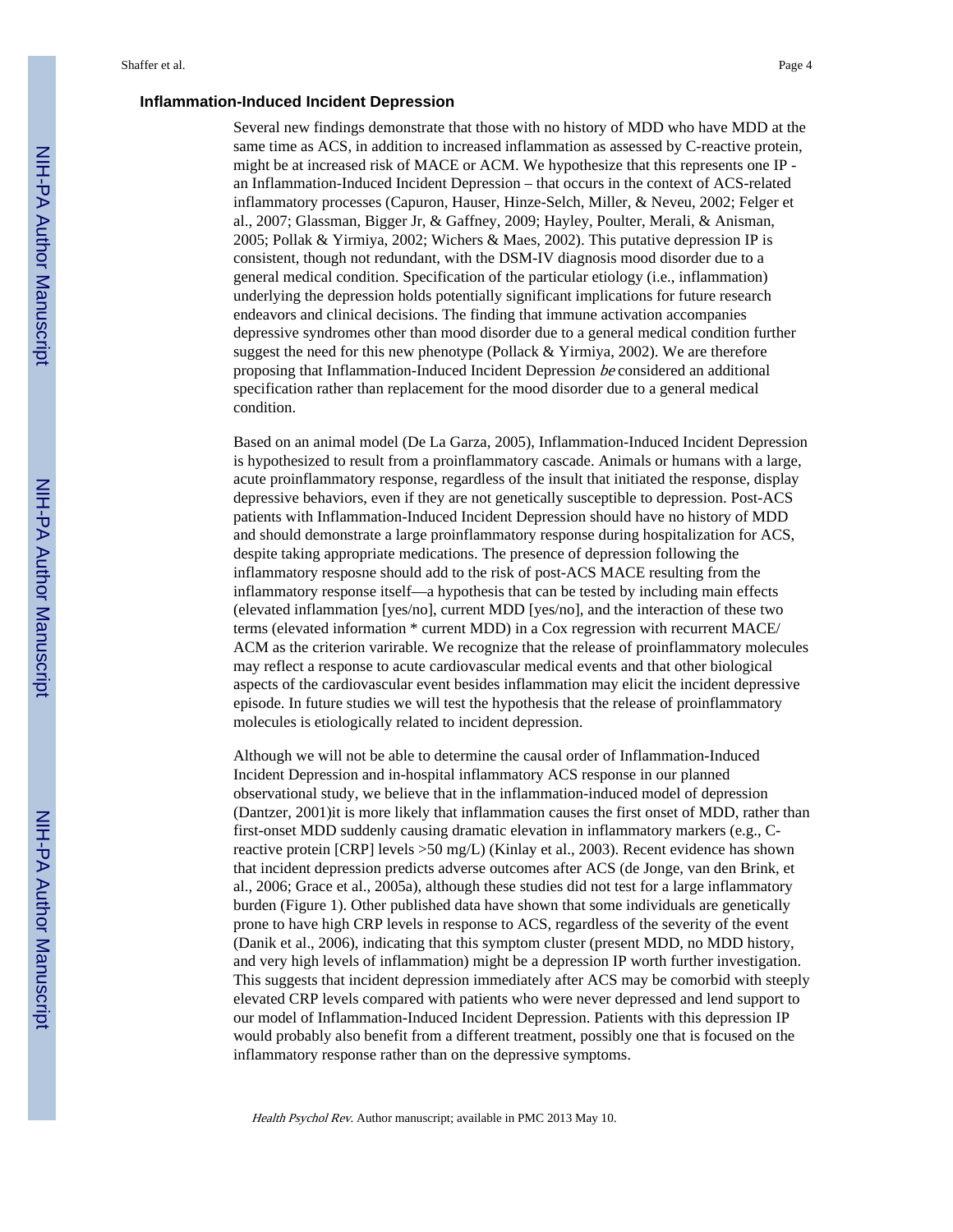### Inflammation-Induced Incident Depression

Several new findings demonstrate that those with no history of MDD who have MDD at the same time as ACS, in addition to increased inflammation as assessed by C-reactive protein, might be at increased risk of MACE or ACM. We hypothesize that this represents one IP - an Inflammation-Induced Incident Depression – that occurs in the context of ACS-related inflammatory processes (Capuron, Hauser, Hinze-Selch, Miller, & Neveu, 2002; Felger et al., 2007; Glassman, Bigger Jr, & Gaffney, 2009; Hayley, Poulter, Merali, & Anisman, 2005; Pollak & Yirmiya, 2002; Wichers & Maes, 2002). This putative depression IP is consistent, though not redundant, with the DSM-IV diagnosis mood disorder due to a general medical condition. Specification of the particular etiology (i.e., inflammation) underlying the depression holds potentially significant implications for future research endeavors and clinical decisions. The finding that immune activation accompanies depressive syndromes other than mood disorder due to a general medical condition further suggest the need for this new phenotype (Pollack & Yirmiya, 2002). We are therefore proposing that Inflammation-Induced Incident Depression *be* considered an additional specification rather than replacement for the mood disorder due to a general medical condition.

Based on an animal model (De La Garza, 2005), Inflammation-Induced Incident Depression is hypothesized to result from a proinflammatory cascade. Animals or humans with a large, acute proinflammatory response, regardless of the insult that initiated the response, display depressive behaviors, even if they are not genetically susceptible to depression. Post-ACS patients with Inflammation-Induced Incident Depression should have no history of MDD and should demonstrate a large proinflammatory response during hospitalization for ACS, despite taking appropriate medications. The presence of depression following the inflammatory resposne should add to the risk of post-ACS MACE resulting from the inflammatory response itself—a hypothesis that can be tested by including main effects (elevated inflammation [yes/no], current MDD [yes/no], and the interaction of these two terms (elevated information * current MDD) in a Cox regression with recurrent MACE/ ACM as the criterion varirable. We recognize that the release of proinflammatory molecules may reflect a response to acute cardiovascular medical events and that other biological aspects of the cardiovascular event besides inflammation may elicit the incident depressive episode. In future studies we will test the hypothesis that the release of proinflammatory molecules is etiologically related to incident depression.

Although we will not be able to determine the causal order of Inflammation-Induced Incident Depression and in-hospital inflammatory ACS response in our planned observational study, we believe that in the inflammation-induced model of depression (Dantzer, 2001)it is more likely that inflammation causes the first onset of MDD, rather than first-onset MDD suddenly causing dramatic elevation in inflammatory markers (e.g., C-reactive protein [CRP] levels >50 mg/L) (Kinlay et al., 2003). Recent evidence has shown that incident depression predicts adverse outcomes after ACS (de Jonge, van den Brink, et al., 2006; Grace et al., 2005a), although these studies did not test for a large inflammatory burden (Figure 1). Other published data have shown that some individuals are genetically prone to have high CRP levels in response to ACS, regardless of the severity of the event (Danik et al., 2006), indicating that this symptom cluster (present MDD, no MDD history, and very high levels of inflammation) might be a depression IP worth further investigation. This suggests that incident depression immediately after ACS may be comorbid with steeply elevated CRP levels compared with patients who were never depressed and lend support to our model of Inflammation-Induced Incident Depression. Patients with this depression IP would probably also benefit from a different treatment, possibly one that is focused on the inflammatory response rather than on the depressive symptoms.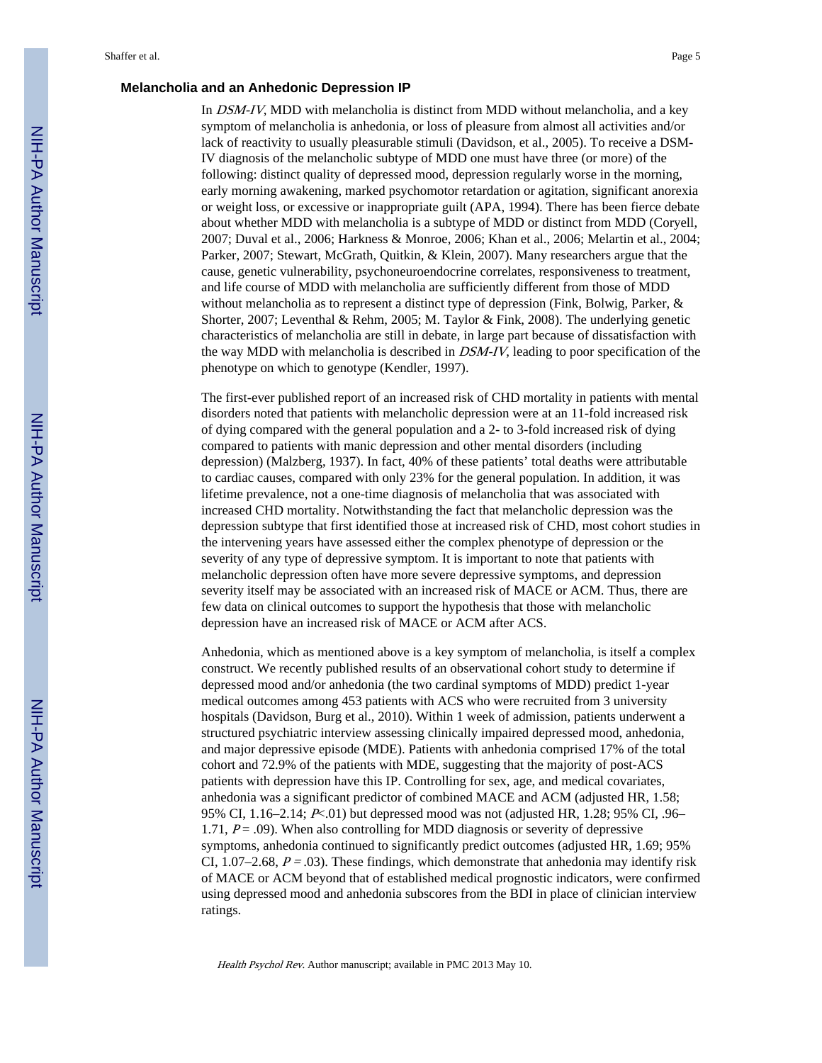## Melancholia and an Anhedonic Depression IP

In *DSM-IV*, MDD with melancholia is distinct from MDD without melancholia, and a key symptom of melancholia is anhedonia, or loss of pleasure from almost all activities and/or lack of reactivity to usually pleasurable stimuli (Davidson, et al., 2005). To receive a DSM-IV diagnosis of the melancholic subtype of MDD one must have three (or more) of the following: distinct quality of depressed mood, depression regularly worse in the morning, early morning awakening, marked psychomotor retardation or agitation, significant anorexia or weight loss, or excessive or inappropriate guilt (APA, 1994). There has been fierce debate about whether MDD with melancholia is a subtype of MDD or distinct from MDD (Coryell, 2007; Duval et al., 2006; Harkness & Monroe, 2006; Khan et al., 2006; Melartin et al., 2004; Parker, 2007; Stewart, McGrath, Quitkin, & Klein, 2007). Many researchers argue that the cause, genetic vulnerability, psychoneuroendocrine correlates, responsiveness to treatment, and life course of MDD with melancholia are sufficiently different from those of MDD without melancholia as to represent a distinct type of depression (Fink, Bolwig, Parker, & Shorter, 2007; Leventhal & Rehm, 2005; M. Taylor & Fink, 2008). The underlying genetic characteristics of melancholia are still in debate, in large part because of dissatisfaction with the way MDD with melancholia is described in *DSM-IV*, leading to poor specification of the phenotype on which to genotype (Kendler, 1997).

The first-ever published report of an increased risk of CHD mortality in patients with mental disorders noted that patients with melancholic depression were at an 11-fold increased risk of dying compared with the general population and a 2- to 3-fold increased risk of dying compared to patients with manic depression and other mental disorders (including depression) (Malzberg, 1937). In fact, 40% of these patients' total deaths were attributable to cardiac causes, compared with only 23% for the general population. In addition, it was lifetime prevalence, not a one-time diagnosis of melancholia that was associated with increased CHD mortality. Notwithstanding the fact that melancholic depression was the depression subtype that first identified those at increased risk of CHD, most cohort studies in the intervening years have assessed either the complex phenotype of depression or the severity of any type of depressive symptom. It is important to note that patients with melancholic depression often have more severe depressive symptoms, and depression severity itself may be associated with an increased risk of MACE or ACM. Thus, there are few data on clinical outcomes to support the hypothesis that those with melancholic depression have an increased risk of MACE or ACM after ACS.

Anhedonia, which as mentioned above is a key symptom of melancholia, is itself a complex construct. We recently published results of an observational cohort study to determine if depressed mood and/or anhedonia (the two cardinal symptoms of MDD) predict 1-year medical outcomes among 453 patients with ACS who were recruited from 3 university hospitals (Davidson, Burg et al., 2010). Within 1 week of admission, patients underwent a structured psychiatric interview assessing clinically impaired depressed mood, anhedonia, and major depressive episode (MDE). Patients with anhedonia comprised 17% of the total cohort and 72.9% of the patients with MDE, suggesting that the majority of post-ACS patients with depression have this IP. Controlling for sex, age, and medical covariates, anhedonia was a significant predictor of combined MACE and ACM (adjusted HR, 1.58; 95% CI, 1.16–2.14; $P<.01$) but depressed mood was not (adjusted HR, 1.28; 95% CI, .96–1.71, $P = .09$). When also controlling for MDD diagnosis or severity of depressive symptoms, anhedonia continued to significantly predict outcomes (adjusted HR, 1.69; 95% CI, 1.07–2.68, $P = .03$). These findings, which demonstrate that anhedonia may identify risk of MACE or ACM beyond that of established medical prognostic indicators, were confirmed using depressed mood and anhedonia subscores from the BDI in place of clinician interview ratings.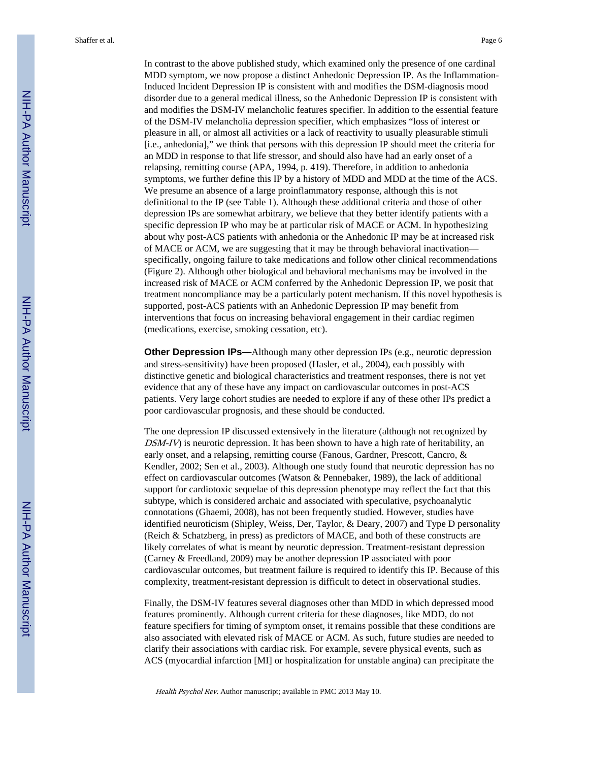In contrast to the above published study, which examined only the presence of one cardinal MDD symptom, we now propose a distinct Anhedonic Depression IP. As the Inflammation-Induced Incident Depression IP is consistent with and modifies the DSM-diagnosis mood disorder due to a general medical illness, so the Anhedonic Depression IP is consistent with and modifies the DSM-IV melancholic features specifier. In addition to the essential feature of the DSM-IV melancholia depression specifier, which emphasizes "loss of interest or pleasure in all, or almost all activities or a lack of reactivity to usually pleasurable stimuli [i.e., anhedonia]," we think that persons with this depression IP should meet the criteria for an MDD in response to that life stressor, and should also have had an early onset of a relapsing, remitting course (APA, 1994, p. 419). Therefore, in addition to anhedonia symptoms, we further define this IP by a history of MDD and MDD at the time of the ACS. We presume an absence of a large proinflammatory response, although this is not definitional to the IP (see Table 1). Although these additional criteria and those of other depression IPs are somewhat arbitrary, we believe that they better identify patients with a specific depression IP who may be at particular risk of MACE or ACM. In hypothesizing about why post-ACS patients with anhedonia or the Anhedonic IP may be at increased risk of MACE or ACM, we are suggesting that it may be through behavioral inactivation—specifically, ongoing failure to take medications and follow other clinical recommendations (Figure 2). Although other biological and behavioral mechanisms may be involved in the increased risk of MACE or ACM conferred by the Anhedonic Depression IP, we posit that treatment noncompliance may be a particularly potent mechanism. If this novel hypothesis is supported, post-ACS patients with an Anhedonic Depression IP may benefit from interventions that focus on increasing behavioral engagement in their cardiac regimen (medications, exercise, smoking cessation, etc).

**Other Depression IPs—**Although many other depression IPs (e.g., neurotic depression and stress-sensitivity) have been proposed (Hasler, et al., 2004), each possibly with distinctive genetic and biological characteristics and treatment responses, there is not yet evidence that any of these have any impact on cardiovascular outcomes in post-ACS patients. Very large cohort studies are needed to explore if any of these other IPs predict a poor cardiovascular prognosis, and these should be conducted.

The one depression IP discussed extensively in the literature (although not recognized by *DSM-IV*) is neurotic depression. It has been shown to have a high rate of heritability, an early onset, and a relapsing, remitting course (Fanous, Gardner, Prescott, Cancro, & Kendler, 2002; Sen et al., 2003). Although one study found that neurotic depression has no effect on cardiovascular outcomes (Watson & Pennebaker, 1989), the lack of additional support for cardiotoxic sequelae of this depression phenotype may reflect the fact that this subtype, which is considered archaic and associated with speculative, psychoanalytic connotations (Ghaemi, 2008), has not been frequently studied. However, studies have identified neuroticism (Shipley, Weiss, Der, Taylor, & Deary, 2007) and Type D personality (Reich & Schatzberg, in press) as predictors of MACE, and both of these constructs are likely correlates of what is meant by neurotic depression. Treatment-resistant depression (Carney & Freedland, 2009) may be another depression IP associated with poor cardiovascular outcomes, but treatment failure is required to identify this IP. Because of this complexity, treatment-resistant depression is difficult to detect in observational studies.

Finally, the DSM-IV features several diagnoses other than MDD in which depressed mood features prominently. Although current criteria for these diagnoses, like MDD, do not feature specifiers for timing of symptom onset, it remains possible that these conditions are also associated with elevated risk of MACE or ACM. As such, future studies are needed to clarify their associations with cardiac risk. For example, severe physical events, such as ACS (myocardial infarction [MI] or hospitalization for unstable angina) can precipitate the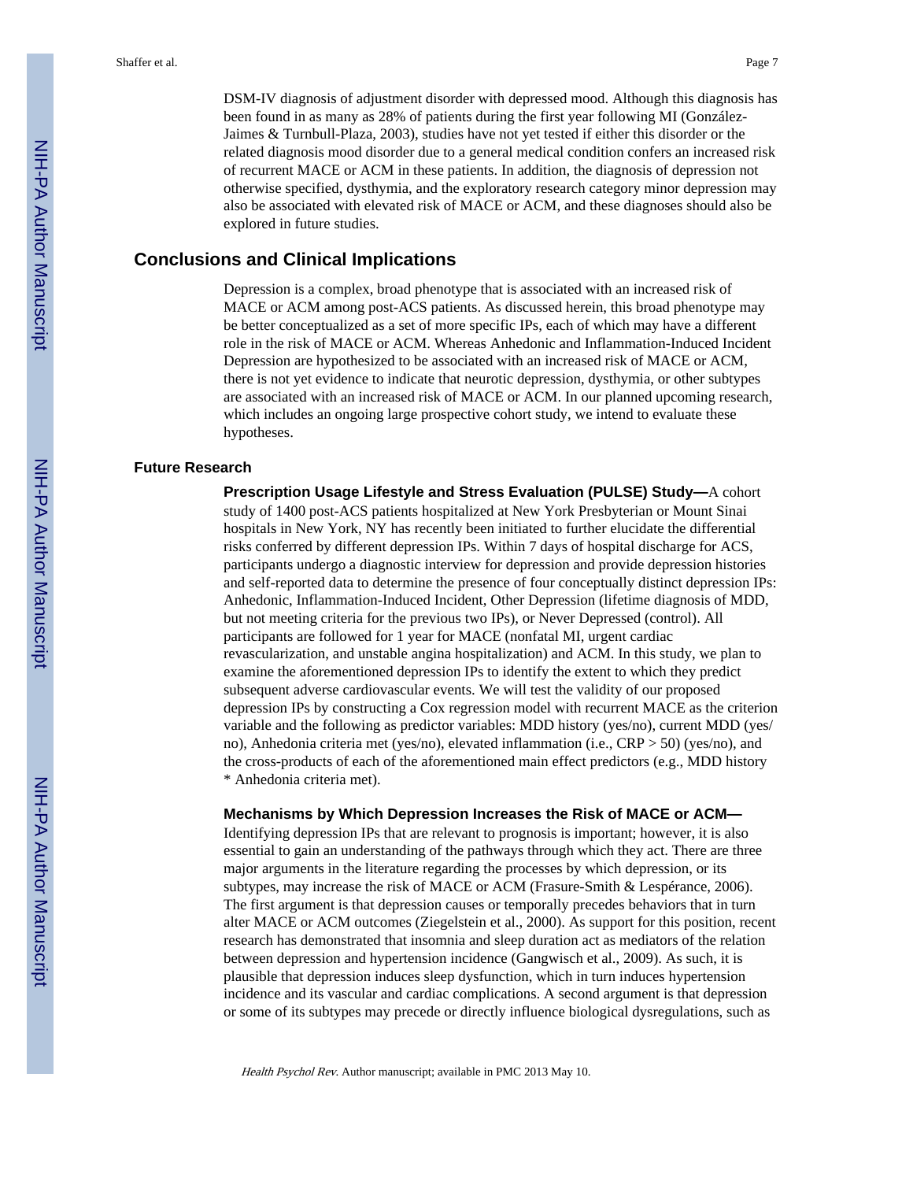DSM-IV diagnosis of adjustment disorder with depressed mood. Although this diagnosis has been found in as many as 28% of patients during the first year following MI (González-Jaimes & Turnbull-Plaza, 2003), studies have not yet tested if either this disorder or the related diagnosis mood disorder due to a general medical condition confers an increased risk of recurrent MACE or ACM in these patients. In addition, the diagnosis of depression not otherwise specified, dysthymia, and the exploratory research category minor depression may also be associated with elevated risk of MACE or ACM, and these diagnoses should also be explored in future studies.

## Conclusions and Clinical Implications

Depression is a complex, broad phenotype that is associated with an increased risk of MACE or ACM among post-ACS patients. As discussed herein, this broad phenotype may be better conceptualized as a set of more specific IPs, each of which may have a different role in the risk of MACE or ACM. Whereas Anhedonic and Inflammation-Induced Incident Depression are hypothesized to be associated with an increased risk of MACE or ACM, there is not yet evidence to indicate that neurotic depression, dysthymia, or other subtypes are associated with an increased risk of MACE or ACM. In our planned upcoming research, which includes an ongoing large prospective cohort study, we intend to evaluate these hypotheses.

### Future Research

**Prescription Usage Lifestyle and Stress Evaluation (PULSE) Study—**A cohort study of 1400 post-ACS patients hospitalized at New York Presbyterian or Mount Sinai hospitals in New York, NY has recently been initiated to further elucidate the differential risks conferred by different depression IPs. Within 7 days of hospital discharge for ACS, participants undergo a diagnostic interview for depression and provide depression histories and self-reported data to determine the presence of four conceptually distinct depression IPs: Anhedonic, Inflammation-Induced Incident, Other Depression (lifetime diagnosis of MDD, but not meeting criteria for the previous two IPs), or Never Depressed (control). All participants are followed for 1 year for MACE (nonfatal MI, urgent cardiac revascularization, and unstable angina hospitalization) and ACM. In this study, we plan to examine the aforementioned depression IPs to identify the extent to which they predict subsequent adverse cardiovascular events. We will test the validity of our proposed depression IPs by constructing a Cox regression model with recurrent MACE as the criterion variable and the following as predictor variables: MDD history (yes/no), current MDD (yes/no), Anhedonia criteria met (yes/no), elevated inflammation (i.e., CRP > 50) (yes/no), and the cross-products of each of the aforementioned main effect predictors (e.g., MDD history * Anhedonia criteria met).

**Mechanisms by Which Depression Increases the Risk of MACE or ACM—**Identifying depression IPs that are relevant to prognosis is important; however, it is also essential to gain an understanding of the pathways through which they act. There are three major arguments in the literature regarding the processes by which depression, or its subtypes, may increase the risk of MACE or ACM (Frasure-Smith & Lespérance, 2006). The first argument is that depression causes or temporally precedes behaviors that in turn alter MACE or ACM outcomes (Ziegelstein et al., 2000). As support for this position, recent research has demonstrated that insomnia and sleep duration act as mediators of the relation between depression and hypertension incidence (Gangwisch et al., 2009). As such, it is plausible that depression induces sleep dysfunction, which in turn induces hypertension incidence and its vascular and cardiac complications. A second argument is that depression or some of its subtypes may precede or directly influence biological dysregulations, such as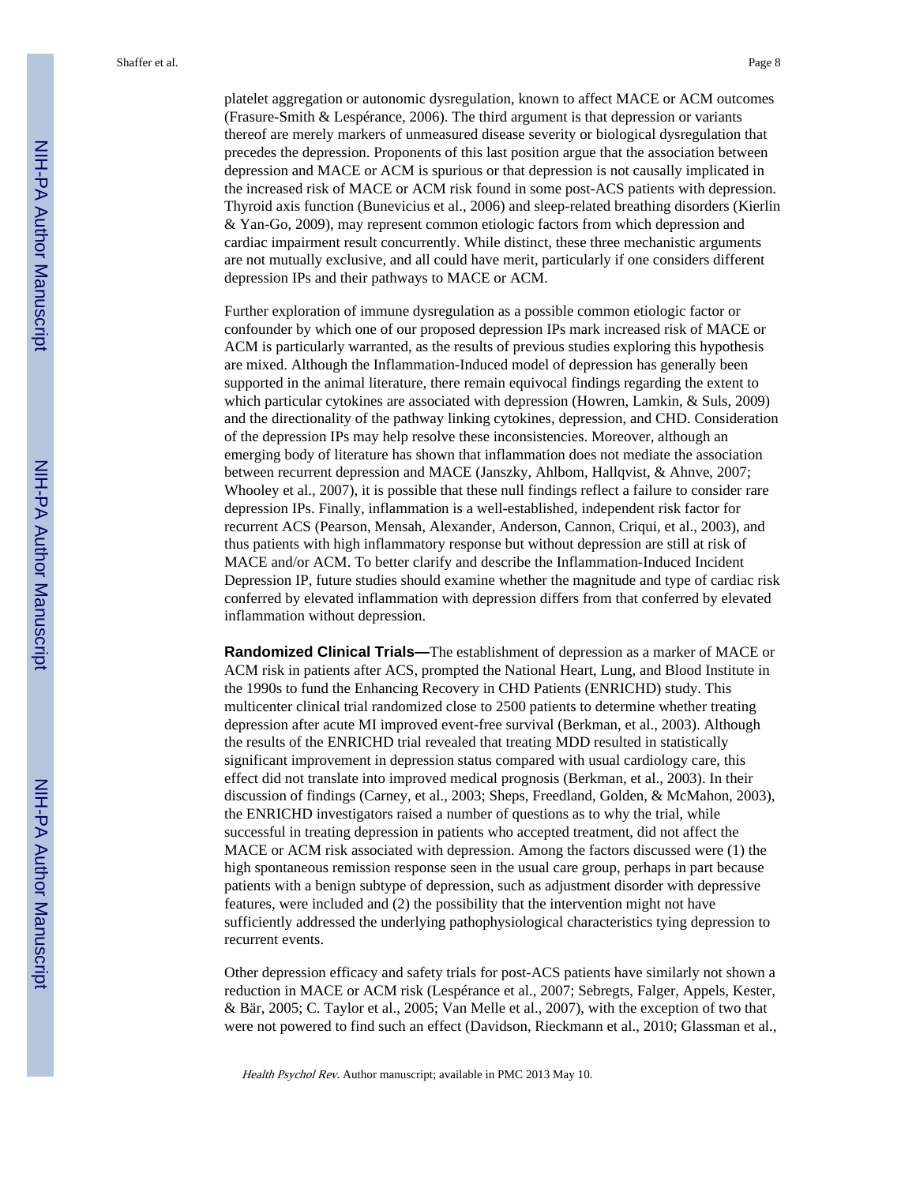platelet aggregation or autonomic dysregulation, known to affect MACE or ACM outcomes (Frasure-Smith & Lespérance, 2006). The third argument is that depression or variants thereof are merely markers of unmeasured disease severity or biological dysregulation that precedes the depression. Proponents of this last position argue that the association between depression and MACE or ACM is spurious or that depression is not causally implicated in the increased risk of MACE or ACM risk found in some post-ACS patients with depression. Thyroid axis function (Bunevicius et al., 2006) and sleep-related breathing disorders (Kierlin & Yan-Go, 2009), may represent common etiologic factors from which depression and cardiac impairment result concurrently. While distinct, these three mechanistic arguments are not mutually exclusive, and all could have merit, particularly if one considers different depression IPs and their pathways to MACE or ACM.

Further exploration of immune dysregulation as a possible common etiologic factor or confounder by which one of our proposed depression IPs mark increased risk of MACE or ACM is particularly warranted, as the results of previous studies exploring this hypothesis are mixed. Although the Inflammation-Induced model of depression has generally been supported in the animal literature, there remain equivocal findings regarding the extent to which particular cytokines are associated with depression (Howren, Lamkin, & Suls, 2009) and the directionality of the pathway linking cytokines, depression, and CHD. Consideration of the depression IPs may help resolve these inconsistencies. Moreover, although an emerging body of literature has shown that inflammation does not mediate the association between recurrent depression and MACE (Janszky, Ahlbom, Hallqvist, & Ahnve, 2007; Whooley et al., 2007), it is possible that these null findings reflect a failure to consider rare depression IPs. Finally, inflammation is a well-established, independent risk factor for recurrent ACS (Pearson, Mensah, Alexander, Anderson, Cannon, Criqui, et al., 2003), and thus patients with high inflammatory response but without depression are still at risk of MACE and/or ACM. To better clarify and describe the Inflammation-Induced Incident Depression IP, future studies should examine whether the magnitude and type of cardiac risk conferred by elevated inflammation with depression differs from that conferred by elevated inflammation without depression.

**Randomized Clinical Trials—**The establishment of depression as a marker of MACE or ACM risk in patients after ACS, prompted the National Heart, Lung, and Blood Institute in the 1990s to fund the Enhancing Recovery in CHD Patients (ENRICHD) study. This multicenter clinical trial randomized close to 2500 patients to determine whether treating depression after acute MI improved event-free survival (Berkman, et al., 2003). Although the results of the ENRICHD trial revealed that treating MDD resulted in statistically significant improvement in depression status compared with usual cardiology care, this effect did not translate into improved medical prognosis (Berkman, et al., 2003). In their discussion of findings (Carney, et al., 2003; Sheps, Freedland, Golden, & McMahon, 2003), the ENRICHD investigators raised a number of questions as to why the trial, while successful in treating depression in patients who accepted treatment, did not affect the MACE or ACM risk associated with depression. Among the factors discussed were (1) the high spontaneous remission response seen in the usual care group, perhaps in part because patients with a benign subtype of depression, such as adjustment disorder with depressive features, were included and (2) the possibility that the intervention might not have sufficiently addressed the underlying pathophysiological characteristics tying depression to recurrent events.

Other depression efficacy and safety trials for post-ACS patients have similarly not shown a reduction in MACE or ACM risk (Lespérance et al., 2007; Sebregts, Falger, Appels, Kester, & Bär, 2005; C. Taylor et al., 2005; Van Melle et al., 2007), with the exception of two that were not powered to find such an effect (Davidson, Rieckmann et al., 2010; Glassman et al.,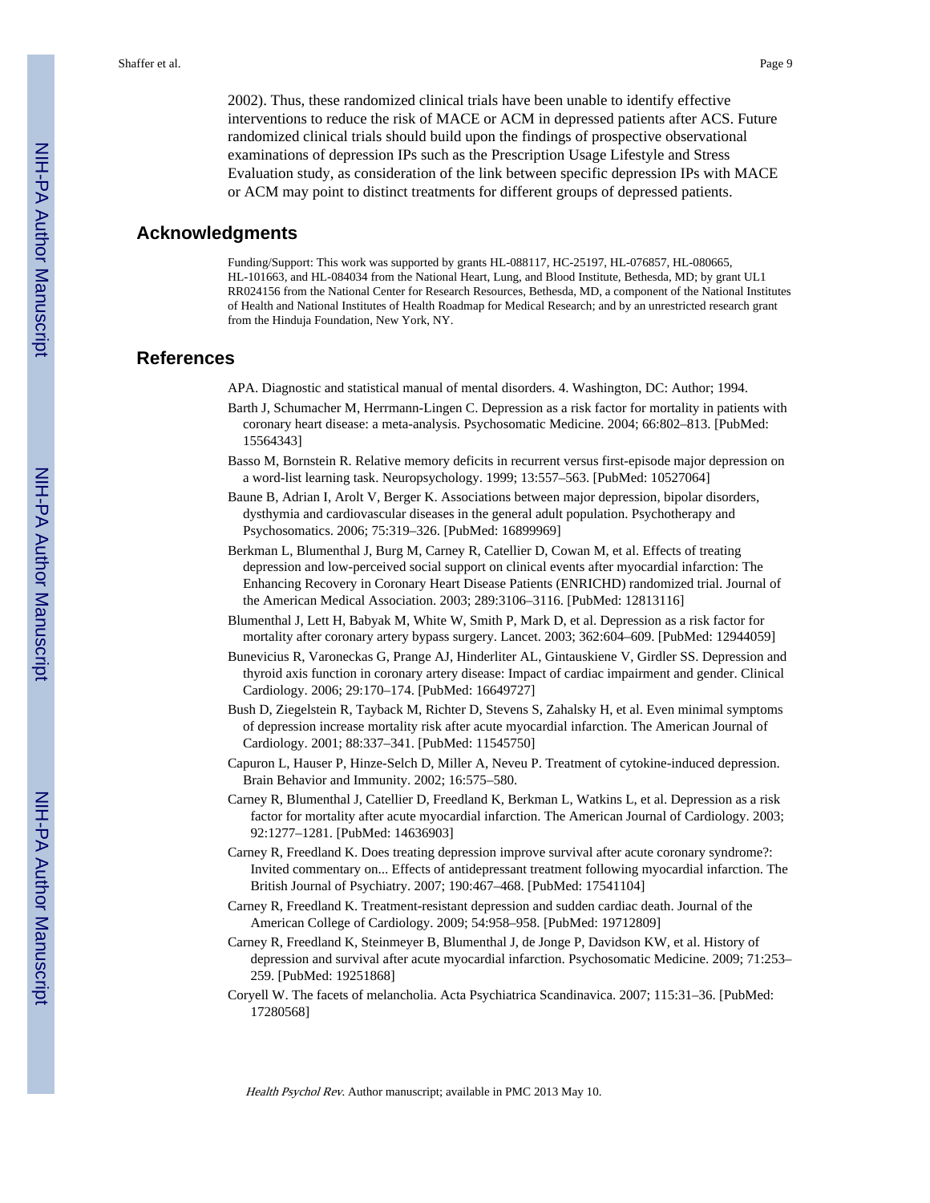2002). Thus, these randomized clinical trials have been unable to identify effective interventions to reduce the risk of MACE or ACM in depressed patients after ACS. Future randomized clinical trials should build upon the findings of prospective observational examinations of depression IPs such as the Prescription Usage Lifestyle and Stress Evaluation study, as consideration of the link between specific depression IPs with MACE or ACM may point to distinct treatments for different groups of depressed patients.

## Acknowledgments

Funding/Support: This work was supported by grants HL-088117, HC-25197, HL-076857, HL-080665, HL-101663, and HL-084034 from the National Heart, Lung, and Blood Institute, Bethesda, MD; by grant UL1 RR024156 from the National Center for Research Resources, Bethesda, MD, a component of the National Institutes of Health and National Institutes of Health Roadmap for Medical Research; and by an unrestricted research grant from the Hinduja Foundation, New York, NY.

## References

APA. Diagnostic and statistical manual of mental disorders. 4. Washington, DC: Author; 1994.

Barth J, Schumacher M, Herrmann-Lingen C. Depression as a risk factor for mortality in patients with coronary heart disease: a meta-analysis. Psychosomatic Medicine. 2004; 66:802–813. [PubMed: 15564343]

Basso M, Bornstein R. Relative memory deficits in recurrent versus first-episode major depression on a word-list learning task. Neuropsychology. 1999; 13:557–563. [PubMed: 10527064]

Baune B, Adrian I, Arolt V, Berger K. Associations between major depression, bipolar disorders, dysthymia and cardiovascular diseases in the general adult population. Psychotherapy and Psychosomatics. 2006; 75:319–326. [PubMed: 16899969]

Berkman L, Blumenthal J, Burg M, Carney R, Catellier D, Cowan M, et al. Effects of treating depression and low-perceived social support on clinical events after myocardial infarction: The Enhancing Recovery in Coronary Heart Disease Patients (ENRICHD) randomized trial. Journal of the American Medical Association. 2003; 289:3106–3116. [PubMed: 12813116]

Blumenthal J, Lett H, Babyak M, White W, Smith P, Mark D, et al. Depression as a risk factor for mortality after coronary artery bypass surgery. Lancet. 2003; 362:604–609. [PubMed: 12944059]

Bunevicius R, Varoneckas G, Prange AJ, Hinderliter AL, Gintauskiene V, Girdler SS. Depression and thyroid axis function in coronary artery disease: Impact of cardiac impairment and gender. Clinical Cardiology. 2006; 29:170–174. [PubMed: 16649727]

Bush D, Ziegelstein R, Tayback M, Richter D, Stevens S, Zahalsky H, et al. Even minimal symptoms of depression increase mortality risk after acute myocardial infarction. The American Journal of Cardiology. 2001; 88:337–341. [PubMed: 11545750]

Capuron L, Hauser P, Hinze-Selch D, Miller A, Neveu P. Treatment of cytokine-induced depression. Brain Behavior and Immunity. 2002; 16:575–580.

Carney R, Blumenthal J, Catellier D, Freedland K, Berkman L, Watkins L, et al. Depression as a risk factor for mortality after acute myocardial infarction. The American Journal of Cardiology. 2003; 92:1277–1281. [PubMed: 14636903]

Carney R, Freedland K. Does treating depression improve survival after acute coronary syndrome?: Invited commentary on... Effects of antidepressant treatment following myocardial infarction. The British Journal of Psychiatry. 2007; 190:467–468. [PubMed: 17541104]

Carney R, Freedland K. Treatment-resistant depression and sudden cardiac death. Journal of the American College of Cardiology. 2009; 54:958–958. [PubMed: 19712809]

Carney R, Freedland K, Steinmeyer B, Blumenthal J, de Jonge P, Davidson KW, et al. History of depression and survival after acute myocardial infarction. Psychosomatic Medicine. 2009; 71:253–259. [PubMed: 19251868]

Coryell W. The facets of melancholia. Acta Psychiatrica Scandinavica. 2007; 115:31–36. [PubMed: 17280568]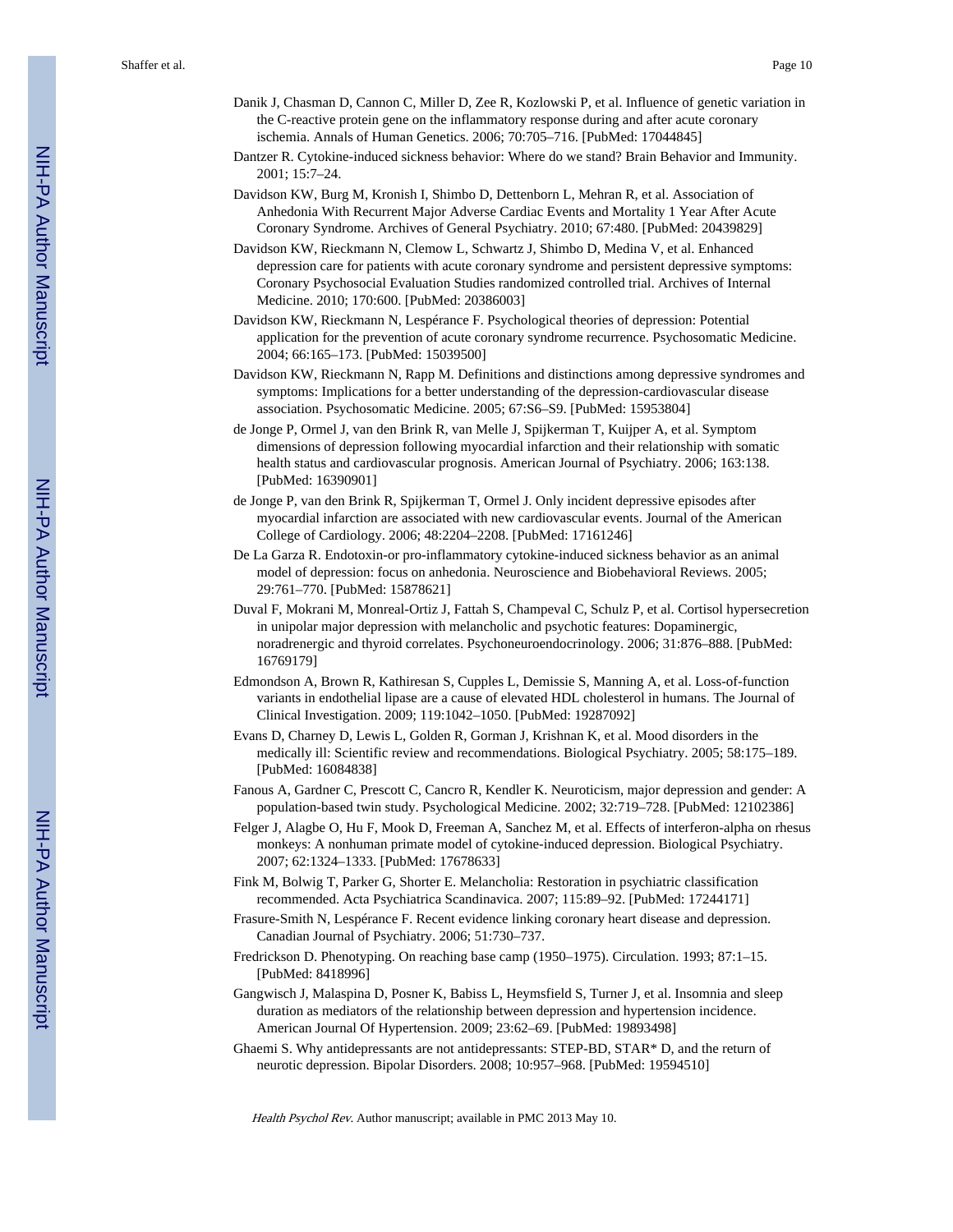Danik J, Chasman D, Cannon C, Miller D, Zee R, Kozlowski P, et al. Influence of genetic variation in the C-reactive protein gene on the inflammatory response during and after acute coronary ischemia. Annals of Human Genetics. 2006; 70:705–716. [PubMed: 17044845]

Dantzer R. Cytokine-induced sickness behavior: Where do we stand? Brain Behavior and Immunity. 2001; 15:7–24.

Davidson KW, Burg M, Kronish I, Shimbo D, Dettenborn L, Mehran R, et al. Association of Anhedonia With Recurrent Major Adverse Cardiac Events and Mortality 1 Year After Acute Coronary Syndrome. Archives of General Psychiatry. 2010; 67:480. [PubMed: 20439829]

Davidson KW, Rieckmann N, Clemow L, Schwartz J, Shimbo D, Medina V, et al. Enhanced depression care for patients with acute coronary syndrome and persistent depressive symptoms: Coronary Psychosocial Evaluation Studies randomized controlled trial. Archives of Internal Medicine. 2010; 170:600. [PubMed: 20386003]

Davidson KW, Rieckmann N, Lespérance F. Psychological theories of depression: Potential application for the prevention of acute coronary syndrome recurrence. Psychosomatic Medicine. 2004; 66:165–173. [PubMed: 15039500]

Davidson KW, Rieckmann N, Rapp M. Definitions and distinctions among depressive syndromes and symptoms: Implications for a better understanding of the depression-cardiovascular disease association. Psychosomatic Medicine. 2005; 67:S6–S9. [PubMed: 15953804]

de Jonge P, Ormel J, van den Brink R, van Melle J, Spijkerman T, Kuijper A, et al. Symptom dimensions of depression following myocardial infarction and their relationship with somatic health status and cardiovascular prognosis. American Journal of Psychiatry. 2006; 163:138. [PubMed: 16390901]

de Jonge P, van den Brink R, Spijkerman T, Ormel J. Only incident depressive episodes after myocardial infarction are associated with new cardiovascular events. Journal of the American College of Cardiology. 2006; 48:2204–2208. [PubMed: 17161246]

De La Garza R. Endotoxin-or pro-inflammatory cytokine-induced sickness behavior as an animal model of depression: focus on anhedonia. Neuroscience and Biobehavioral Reviews. 2005; 29:761–770. [PubMed: 15878621]

Duval F, Mokrani M, Monreal-Ortiz J, Fattah S, Champeval C, Schulz P, et al. Cortisol hypersecretion in unipolar major depression with melancholic and psychotic features: Dopaminergic, noradrenergic and thyroid correlates. Psychoneuroendocrinology. 2006; 31:876–888. [PubMed: 16769179]

Edmondson A, Brown R, Kathiresan S, Cupples L, Demissie S, Manning A, et al. Loss-of-function variants in endothelial lipase are a cause of elevated HDL cholesterol in humans. The Journal of Clinical Investigation. 2009; 119:1042–1050. [PubMed: 19287092]

Evans D, Charney D, Lewis L, Golden R, Gorman J, Krishnan K, et al. Mood disorders in the medically ill: Scientific review and recommendations. Biological Psychiatry. 2005; 58:175–189. [PubMed: 16084838]

Fanous A, Gardner C, Prescott C, Cancro R, Kendler K. Neuroticism, major depression and gender: A population-based twin study. Psychological Medicine. 2002; 32:719–728. [PubMed: 12102386]

Felger J, Alagbe O, Hu F, Mook D, Freeman A, Sanchez M, et al. Effects of interferon-alpha on rhesus monkeys: A nonhuman primate model of cytokine-induced depression. Biological Psychiatry. 2007; 62:1324–1333. [PubMed: 17678633]

Fink M, Bolwig T, Parker G, Shorter E. Melancholia: Restoration in psychiatric classification recommended. Acta Psychiatrica Scandinavica. 2007; 115:89–92. [PubMed: 17244171]

Frasure-Smith N, Lespérance F. Recent evidence linking coronary heart disease and depression. Canadian Journal of Psychiatry. 2006; 51:730–737.

Fredrickson D. Phenotyping. On reaching base camp (1950–1975). Circulation. 1993; 87:1–15. [PubMed: 8418996]

Gangwisch J, Malaspina D, Posner K, Babiss L, Heymsfield S, Turner J, et al. Insomnia and sleep duration as mediators of the relationship between depression and hypertension incidence. American Journal Of Hypertension. 2009; 23:62–69. [PubMed: 19893498]

Ghaemi S. Why antidepressants are not antidepressants: STEP-BD, STAR* D, and the return of neurotic depression. Bipolar Disorders. 2008; 10:957–968. [PubMed: 19594510]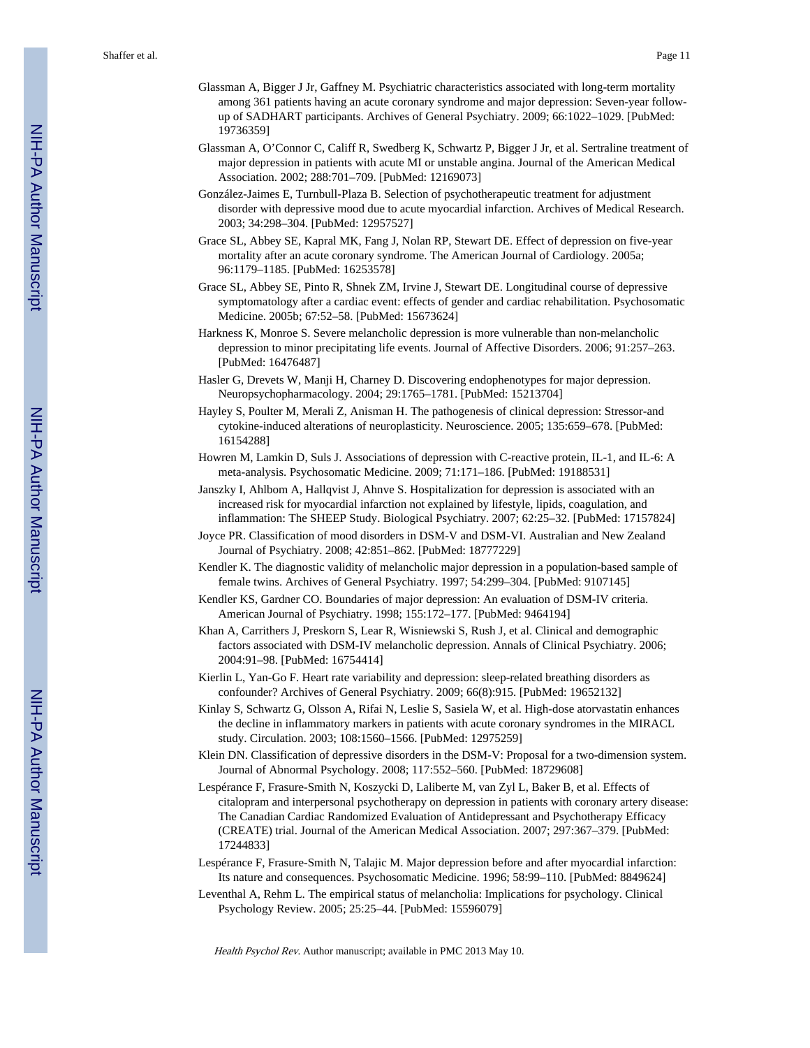Glassman A, Bigger J Jr, Gaffney M. Psychiatric characteristics associated with long-term mortality among 361 patients having an acute coronary syndrome and major depression: Seven-year follow-up of SADHART participants. Archives of General Psychiatry. 2009; 66:1022–1029. [PubMed: 19736359]

Glassman A, O'Connor C, Califf R, Swedberg K, Schwartz P, Bigger J Jr, et al. Sertraline treatment of major depression in patients with acute MI or unstable angina. Journal of the American Medical Association. 2002; 288:701–709. [PubMed: 12169073]

González-Jaimes E, Turnbull-Plaza B. Selection of psychotherapeutic treatment for adjustment disorder with depressive mood due to acute myocardial infarction. Archives of Medical Research. 2003; 34:298–304. [PubMed: 12957527]

Grace SL, Abbey SE, Kapral MK, Fang J, Nolan RP, Stewart DE. Effect of depression on five-year mortality after an acute coronary syndrome. The American Journal of Cardiology. 2005a; 96:1179–1185. [PubMed: 16253578]

Grace SL, Abbey SE, Pinto R, Shnek ZM, Irvine J, Stewart DE. Longitudinal course of depressive symptomatology after a cardiac event: effects of gender and cardiac rehabilitation. Psychosomatic Medicine. 2005b; 67:52–58. [PubMed: 15673624]

Harkness K, Monroe S. Severe melancholic depression is more vulnerable than non-melancholic depression to minor precipitating life events. Journal of Affective Disorders. 2006; 91:257–263. [PubMed: 16476487]

Hasler G, Drevets W, Manji H, Charney D. Discovering endophenotypes for major depression. Neuropsychopharmacology. 2004; 29:1765–1781. [PubMed: 15213704]

Hayley S, Poulter M, Merali Z, Anisman H. The pathogenesis of clinical depression: Stressor-and cytokine-induced alterations of neuroplasticity. Neuroscience. 2005; 135:659–678. [PubMed: 16154288]

Howren M, Lamkin D, Suls J. Associations of depression with C-reactive protein, IL-1, and IL-6: A meta-analysis. Psychosomatic Medicine. 2009; 71:171–186. [PubMed: 19188531]

Janszky I, Ahlbom A, Hallqvist J, Ahnve S. Hospitalization for depression is associated with an increased risk for myocardial infarction not explained by lifestyle, lipids, coagulation, and inflammation: The SHEEP Study. Biological Psychiatry. 2007; 62:25–32. [PubMed: 17157824]

Joyce PR. Classification of mood disorders in DSM-V and DSM-VI. Australian and New Zealand Journal of Psychiatry. 2008; 42:851–862. [PubMed: 18777229]

Kendler K. The diagnostic validity of melancholic major depression in a population-based sample of female twins. Archives of General Psychiatry. 1997; 54:299–304. [PubMed: 9107145]

Kendler KS, Gardner CO. Boundaries of major depression: An evaluation of DSM-IV criteria. American Journal of Psychiatry. 1998; 155:172–177. [PubMed: 9464194]

Khan A, Carrithers J, Preskorn S, Lear R, Wisniewski S, Rush J, et al. Clinical and demographic factors associated with DSM-IV melancholic depression. Annals of Clinical Psychiatry. 2006; 2004:91–98. [PubMed: 16754414]

Kierlin L, Yan-Go F. Heart rate variability and depression: sleep-related breathing disorders as confounder? Archives of General Psychiatry. 2009; 66(8):915. [PubMed: 19652132]

Kinlay S, Schwartz G, Olsson A, Rifai N, Leslie S, Sasiela W, et al. High-dose atorvastatin enhances the decline in inflammatory markers in patients with acute coronary syndromes in the MIRACL study. Circulation. 2003; 108:1560–1566. [PubMed: 12975259]

Klein DN. Classification of depressive disorders in the DSM-V: Proposal for a two-dimension system. Journal of Abnormal Psychology. 2008; 117:552–560. [PubMed: 18729608]

Lespérance F, Frasure-Smith N, Koszycki D, Laliberte M, van Zyl L, Baker B, et al. Effects of citalopram and interpersonal psychotherapy on depression in patients with coronary artery disease: The Canadian Cardiac Randomized Evaluation of Antidepressant and Psychotherapy Efficacy (CREATE) trial. Journal of the American Medical Association. 2007; 297:367–379. [PubMed: 17244833]

Lespérance F, Frasure-Smith N, Talajic M. Major depression before and after myocardial infarction: Its nature and consequences. Psychosomatic Medicine. 1996; 58:99–110. [PubMed: 8849624]

Leventhal A, Rehm L. The empirical status of melancholia: Implications for psychology. Clinical Psychology Review. 2005; 25:25–44. [PubMed: 15596079]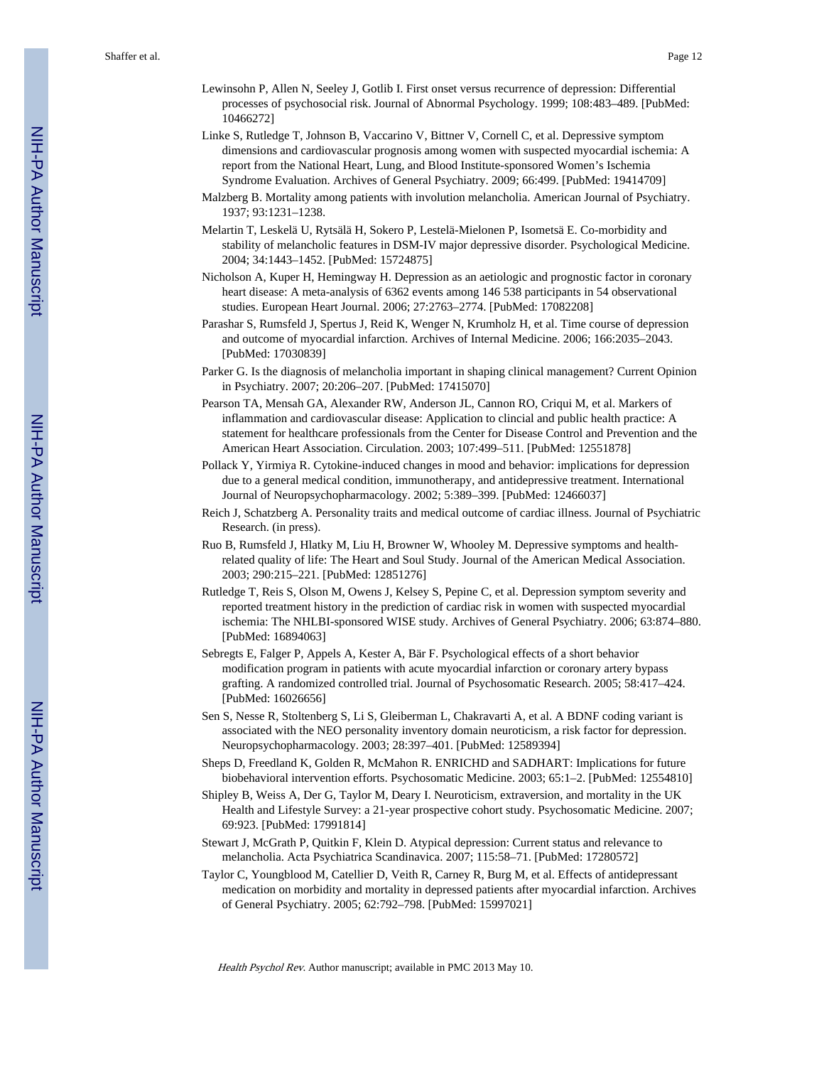Lewinsohn P, Allen N, Seeley J, Gotlib I. First onset versus recurrence of depression: Differential processes of psychosocial risk. Journal of Abnormal Psychology. 1999; 108:483–489. [PubMed: 10466272]

Linke S, Rutledge T, Johnson B, Vaccarino V, Bittner V, Cornell C, et al. Depressive symptom dimensions and cardiovascular prognosis among women with suspected myocardial ischemia: A report from the National Heart, Lung, and Blood Institute-sponsored Women's Ischemia Syndrome Evaluation. Archives of General Psychiatry. 2009; 66:499. [PubMed: 19414709]

Malzberg B. Mortality among patients with involution melancholia. American Journal of Psychiatry. 1937; 93:1231–1238.

Melartin T, Leskelä U, Rytsälä H, Sokero P, Lestelä-Mielonen P, Isometsä E. Co-morbidity and stability of melancholic features in DSM-IV major depressive disorder. Psychological Medicine. 2004; 34:1443–1452. [PubMed: 15724875]

Nicholson A, Kuper H, Hemingway H. Depression as an aetiologic and prognostic factor in coronary heart disease: A meta-analysis of 6362 events among 146 538 participants in 54 observational studies. European Heart Journal. 2006; 27:2763–2774. [PubMed: 17082208]

Parashar S, Rumsfeld J, Spertus J, Reid K, Wenger N, Krumholz H, et al. Time course of depression and outcome of myocardial infarction. Archives of Internal Medicine. 2006; 166:2035–2043. [PubMed: 17030839]

Parker G. Is the diagnosis of melancholia important in shaping clinical management? Current Opinion in Psychiatry. 2007; 20:206–207. [PubMed: 17415070]

Pearson TA, Mensah GA, Alexander RW, Anderson JL, Cannon RO, Criqui M, et al. Markers of inflammation and cardiovascular disease: Application to clincial and public health practice: A statement for healthcare professionals from the Center for Disease Control and Prevention and the American Heart Association. Circulation. 2003; 107:499–511. [PubMed: 12551878]

Pollack Y, Yirmiya R. Cytokine-induced changes in mood and behavior: implications for depression due to a general medical condition, immunotherapy, and antidepressive treatment. International Journal of Neuropsychopharmacology. 2002; 5:389–399. [PubMed: 12466037]

Reich J, Schatzberg A. Personality traits and medical outcome of cardiac illness. Journal of Psychiatric Research. (in press).

Ruo B, Rumsfeld J, Hlatky M, Liu H, Browner W, Whooley M. Depressive symptoms and health-related quality of life: The Heart and Soul Study. Journal of the American Medical Association. 2003; 290:215–221. [PubMed: 12851276]

Rutledge T, Reis S, Olson M, Owens J, Kelsey S, Pepine C, et al. Depression symptom severity and reported treatment history in the prediction of cardiac risk in women with suspected myocardial ischemia: The NHLBI-sponsored WISE study. Archives of General Psychiatry. 2006; 63:874–880. [PubMed: 16894063]

Sebregts E, Falger P, Appels A, Kester A, Bär F. Psychological effects of a short behavior modification program in patients with acute myocardial infarction or coronary artery bypass grafting. A randomized controlled trial. Journal of Psychosomatic Research. 2005; 58:417–424. [PubMed: 16026656]

Sen S, Nesse R, Stoltenberg S, Li S, Gleiberman L, Chakravarti A, et al. A BDNF coding variant is associated with the NEO personality inventory domain neuroticism, a risk factor for depression. Neuropsychopharmacology. 2003; 28:397–401. [PubMed: 12589394]

Sheps D, Freedland K, Golden R, McMahon R. ENRICHD and SADHART: Implications for future biobehavioral intervention efforts. Psychosomatic Medicine. 2003; 65:1–2. [PubMed: 12554810]

Shipley B, Weiss A, Der G, Taylor M, Deary I. Neuroticism, extraversion, and mortality in the UK Health and Lifestyle Survey: a 21-year prospective cohort study. Psychosomatic Medicine. 2007; 69:923. [PubMed: 17991814]

Stewart J, McGrath P, Quitkin F, Klein D. Atypical depression: Current status and relevance to melancholia. Acta Psychiatrica Scandinavica. 2007; 115:58–71. [PubMed: 17280572]

Taylor C, Youngblood M, Catellier D, Veith R, Carney R, Burg M, et al. Effects of antidepressant medication on morbidity and mortality in depressed patients after myocardial infarction. Archives of General Psychiatry. 2005; 62:792–798. [PubMed: 15997021]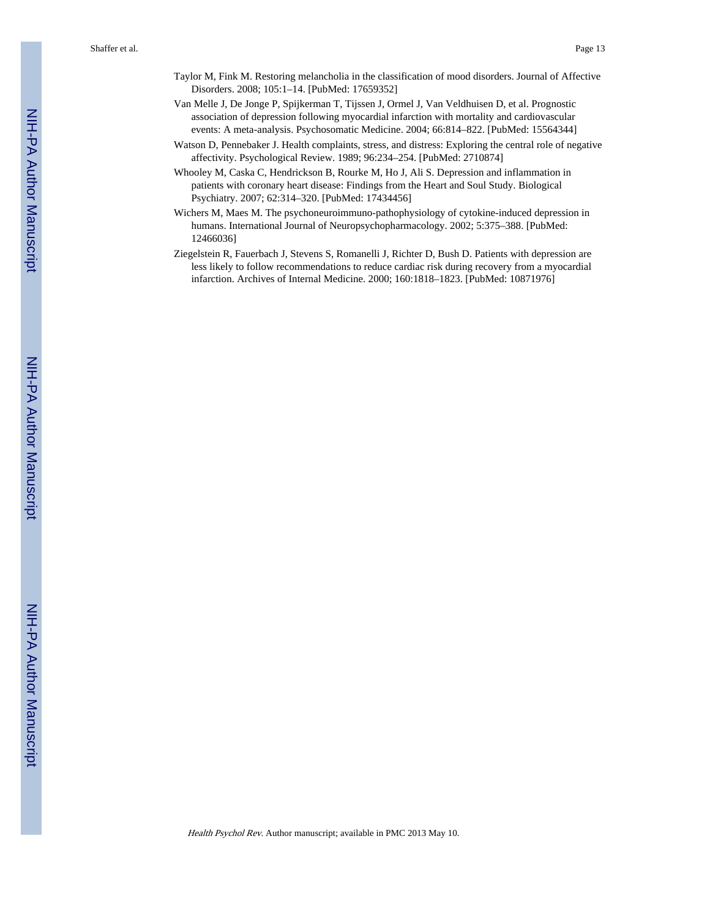Taylor M, Fink M. Restoring melancholia in the classification of mood disorders. Journal of Affective Disorders. 2008; 105:1–14. [PubMed: 17659352]

Van Melle J, De Jonge P, Spijkerman T, Tijssen J, Ormel J, Van Veldhuisen D, et al. Prognostic association of depression following myocardial infarction with mortality and cardiovascular events: A meta-analysis. Psychosomatic Medicine. 2004; 66:814–822. [PubMed: 15564344]

Watson D, Pennebaker J. Health complaints, stress, and distress: Exploring the central role of negative affectivity. Psychological Review. 1989; 96:234–254. [PubMed: 2710874]

Whooley M, Caska C, Hendrickson B, Rourke M, Ho J, Ali S. Depression and inflammation in patients with coronary heart disease: Findings from the Heart and Soul Study. Biological Psychiatry. 2007; 62:314–320. [PubMed: 17434456]

Wichers M, Maes M. The psychoneuroimmuno-pathophysiology of cytokine-induced depression in humans. International Journal of Neuropsychopharmacology. 2002; 5:375–388. [PubMed: 12466036]

Ziegelstein R, Fauerbach J, Stevens S, Romanelli J, Richter D, Bush D. Patients with depression are less likely to follow recommendations to reduce cardiac risk during recovery from a myocardial infarction. Archives of Internal Medicine. 2000; 160:1818–1823. [PubMed: 10871976]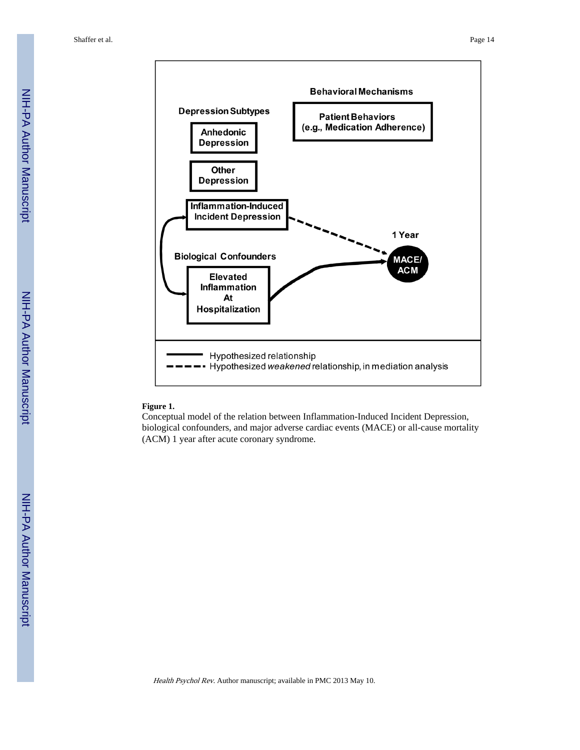Behavioral Mechanisms

Depression Subtypes

Patient Behaviors (e.g., Medication Adherence)

Anhedonic Depression

Other Depression

Inflammation-Induced Incident Depression

1 Year

Biological Confounders

MACE/ ACM

Elevated Inflammation At Hospitalization

Hypothesized relationship

Hypothesized *weakened* relationship, in mediation analysis

**Figure 1.**

Conceptual model of the relation between Inflammation-Induced Incident Depression, biological confounders, and major adverse cardiac events (MACE) or all-cause mortality (ACM) 1 year after acute coronary syndrome.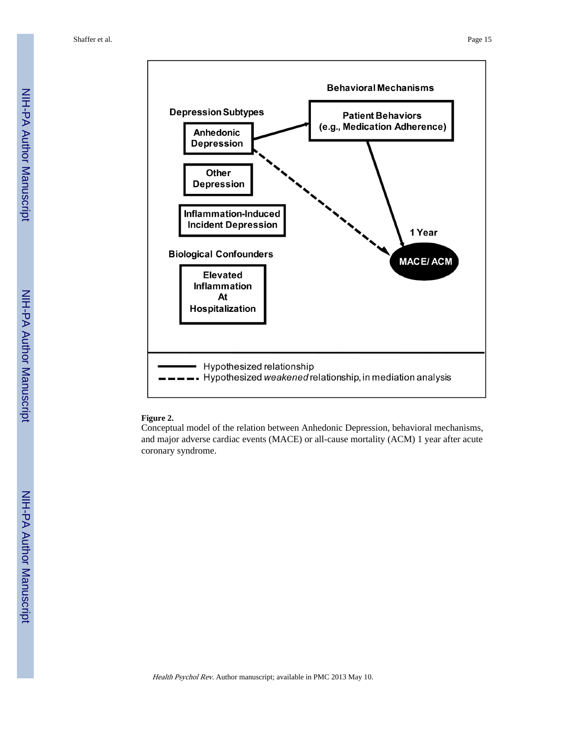**Figure 2.**

Conceptual model of the relation between Anhedonic Depression, behavioral mechanisms, and major adverse cardiac events (MACE) or all-cause mortality (ACM) 1 year after acute coronary syndrome.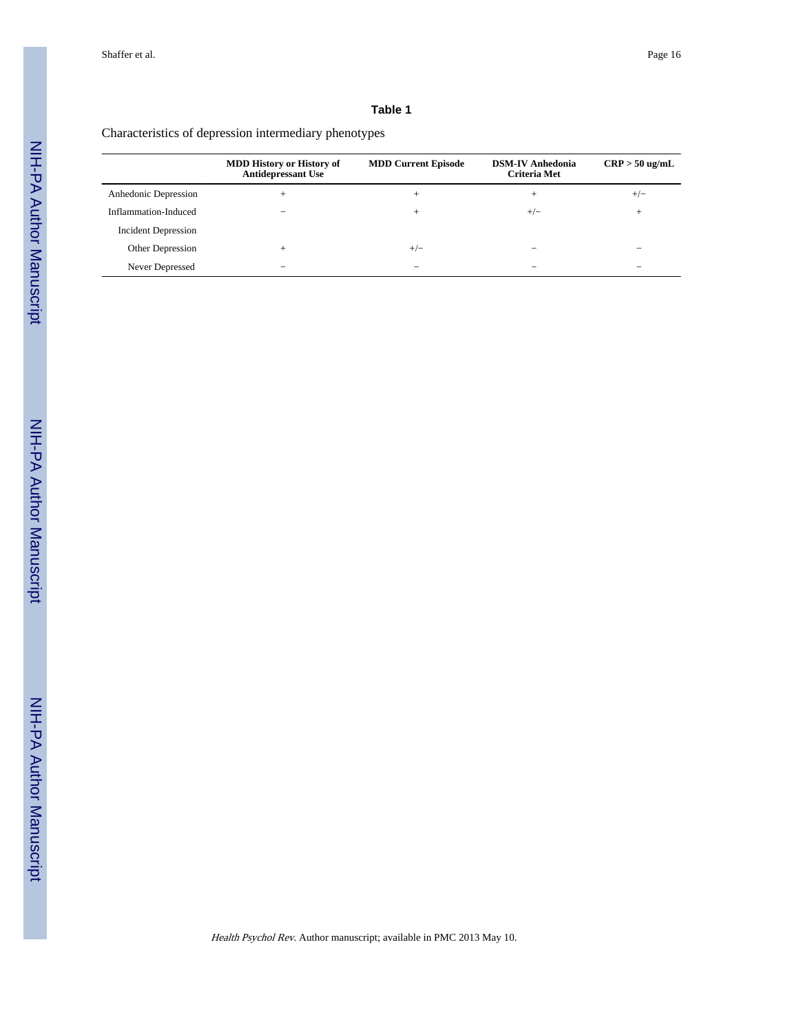**Table 1**

Characteristics of depression intermediary phenotypes

| | MDD History or History of Antidepressant Use | MDD Current Episode | DSM-IV Anhedonia Criteria Met | CRP > 50 ug/mL |
|---|---|---|---|---|
| Anhedonic Depression | + | + | + | +/− |
| Inflammation-Induced | − | + | +/− | + |
| Incident Depression | | | | |
| Other Depression | + | +/− | − | − |
| Never Depressed | − | − | − | − |